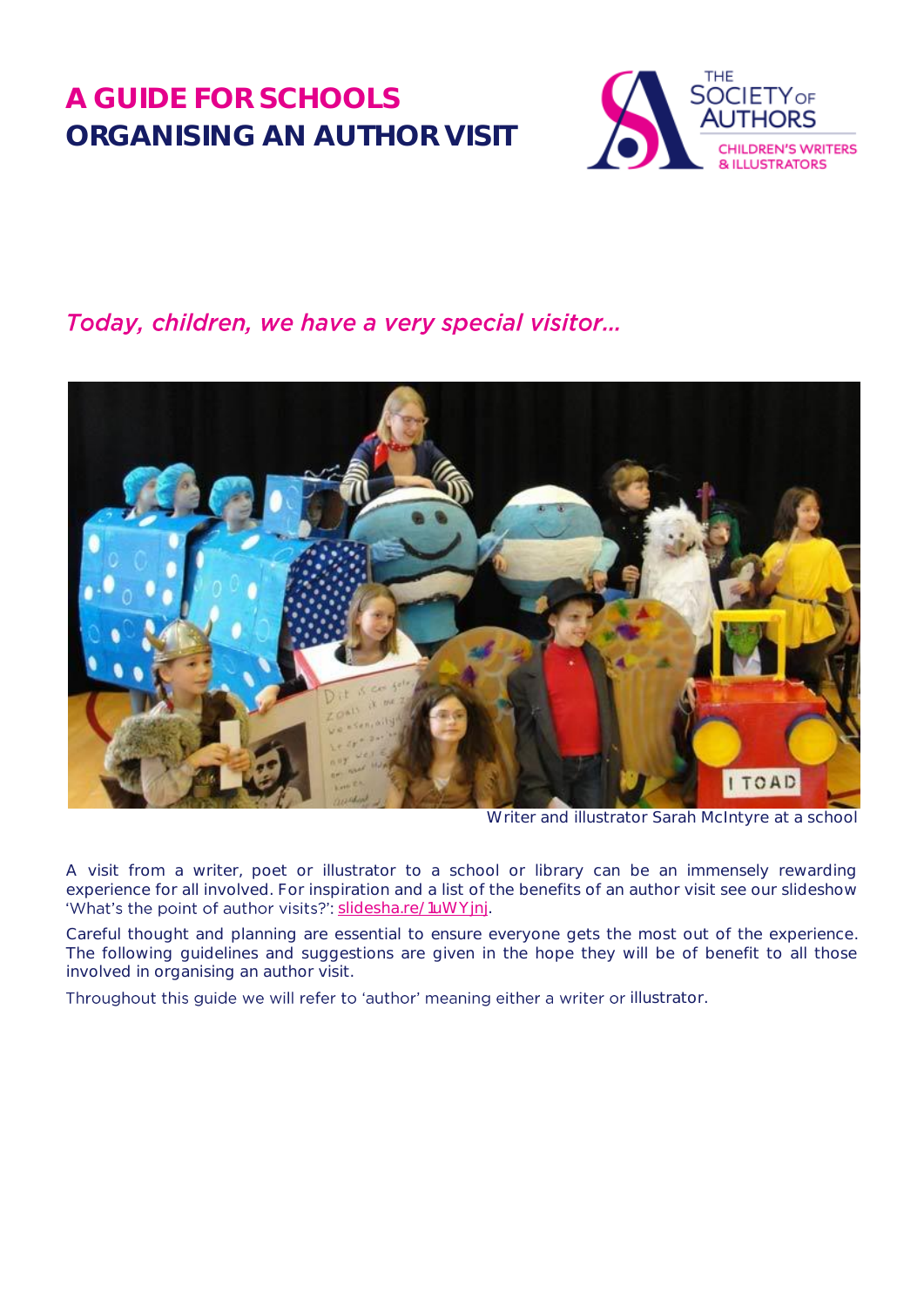# A GUIDE FOR SCHOOLS
# ORGANISING AN AUTHOR VISIT

THE SOCIETY OF AUTHORS
CHILDREN'S WRITERS & ILLUSTRATORS

*Today, children, we have a very special visitor…*

Writer and illustrator Sarah McIntyre at a school

A visit from a writer, poet or illustrator to a school or library can be an immensely rewarding experience for all involved. For inspiration and a list of the benefits of an author visit see our slideshow 'What's the point of author visits?': slidesha.re/1uWYjnj.

Careful thought and planning are essential to ensure everyone gets the most out of the experience. The following guidelines and suggestions are given in the hope they will be of benefit to all those involved in organising an author visit.

Throughout this guide we will refer to 'author' meaning either a writer or illustrator.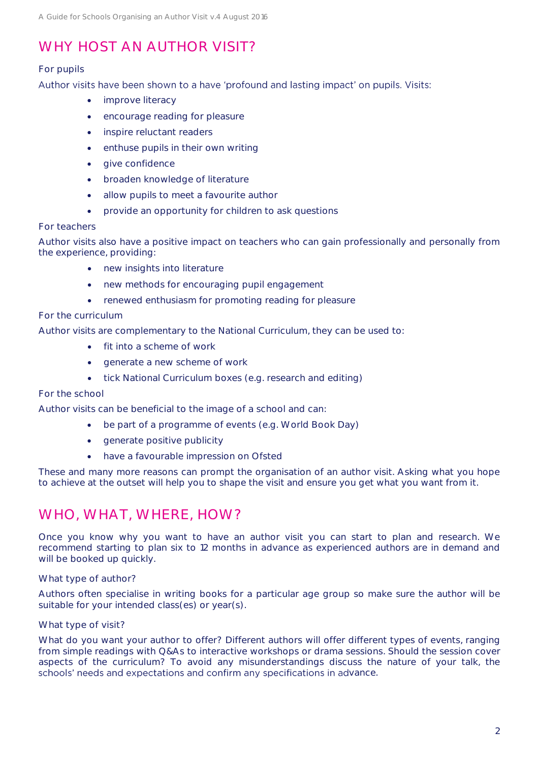## WHY HOST AN AUTHOR VISIT?

### For pupils

Author visits have been shown to a have 'profound and lasting impact' on pupils. Visits:

- improve literacy
- encourage reading for pleasure
- inspire reluctant readers
- enthuse pupils in their own writing
- give confidence
- broaden knowledge of literature
- allow pupils to meet a favourite author
- provide an opportunity for children to ask questions

### For teachers

Author visits also have a positive impact on teachers who can gain professionally and personally from the experience, providing:

- new insights into literature
- new methods for encouraging pupil engagement
- renewed enthusiasm for promoting reading for pleasure

### For the curriculum

Author visits are complementary to the National Curriculum, they can be used to:

- fit into a scheme of work
- generate a new scheme of work
- tick National Curriculum boxes (e.g. research and editing)

### For the school

Author visits can be beneficial to the image of a school and can:

- be part of a programme of events (e.g. World Book Day)
- generate positive publicity
- have a favourable impression on Ofsted

These and many more reasons can prompt the organisation of an author visit. Asking what you hope to achieve at the outset will help you to shape the visit and ensure you get what you want from it.

## WHO, WHAT, WHERE, HOW?

Once you know why you want to have an author visit you can start to plan and research. We recommend starting to plan six to 12 months in advance as experienced authors are in demand and will be booked up quickly.

### What type of author?

Authors often specialise in writing books for a particular age group so make sure the author will be suitable for your intended class(es) or year(s).

### What type of visit?

What do you want your author to offer? Different authors will offer different types of events, ranging from simple readings with Q&As to interactive workshops or drama sessions. Should the session cover aspects of the curriculum? To avoid any misunderstandings discuss the nature of your talk, the schools' needs and expectations and confirm any specifications in advance.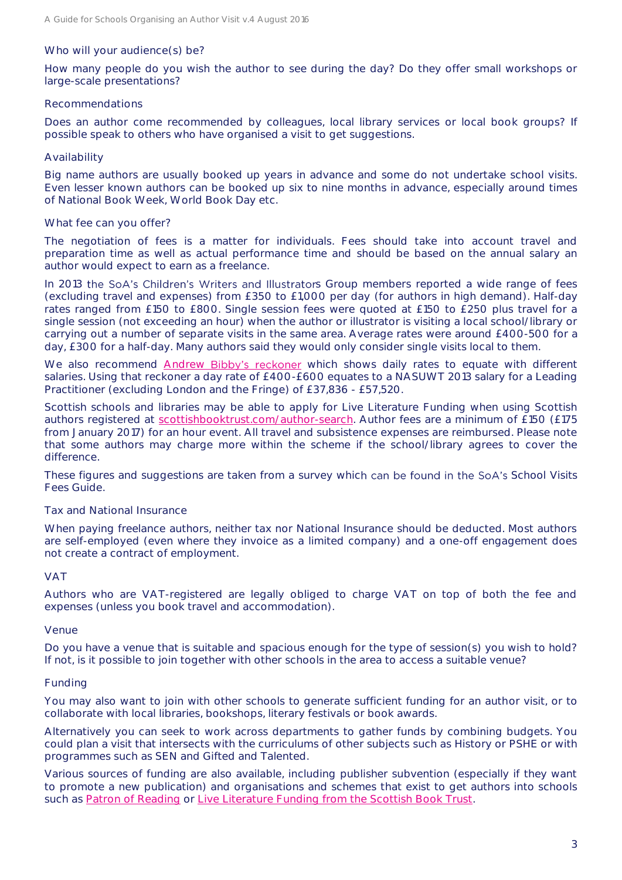### Who will your audience(s) be?

How many people do you wish the author to see during the day? Do they offer small workshops or large-scale presentations?

### Recommendations

Does an author come recommended by colleagues, local library services or local book groups? If possible speak to others who have organised a visit to get suggestions.

### Availability

Big name authors are usually booked up years in advance and some do not undertake school visits. Even lesser known authors can be booked up six to nine months in advance, especially around times of National Book Week, World Book Day etc.

### What fee can you offer?

The negotiation of fees is a matter for individuals. Fees should take into account travel and preparation time as well as actual performance time and should be based on the annual salary an author would expect to earn as a freelance.

In 2013 the SoA's Children's Writers and Illustrators Group members reported a wide range of fees (excluding travel and expenses) from £350 to £1,000 per day (for authors in high demand). Half-day rates ranged from £150 to £800. Single session fees were quoted at £150 to £250 plus travel for a single session (not exceeding an hour) when the author or illustrator is visiting a local school/library or carrying out a number of separate visits in the same area. Average rates were around £400-500 for a day, £300 for a half-day. Many authors said they would only consider single visits local to them.

We also recommend Andrew Bibby's reckoner which shows daily rates to equate with different salaries. Using that reckoner a day rate of £400-£600 equates to a NASUWT 2013 salary for a Leading Practitioner (excluding London and the Fringe) of £37,836 - £57,520.

Scottish schools and libraries may be able to apply for Live Literature Funding when using Scottish authors registered at scottishbooktrust.com/author-search. Author fees are a minimum of £150 (£175 from January 2017) for an hour event. All travel and subsistence expenses are reimbursed. Please note that some authors may charge more within the scheme if the school/library agrees to cover the difference.

These figures and suggestions are taken from a survey which can be found in the SoA's School Visits Fees Guide.

### Tax and National Insurance

When paying freelance authors, neither tax nor National Insurance should be deducted. Most authors are self-employed (even where they invoice as a limited company) and a one-off engagement does not create a contract of employment.

### VAT

Authors who are VAT-registered are legally obliged to charge VAT on top of both the fee and expenses (unless you book travel and accommodation).

### Venue

Do you have a venue that is suitable and spacious enough for the type of session(s) you wish to hold? If not, is it possible to join together with other schools in the area to access a suitable venue?

### Funding

You may also want to join with other schools to generate sufficient funding for an author visit, or to collaborate with local libraries, bookshops, literary festivals or book awards.

Alternatively you can seek to work across departments to gather funds by combining budgets. You could plan a visit that intersects with the curriculums of other subjects such as History or PSHE or with programmes such as SEN and Gifted and Talented.

Various sources of funding are also available, including publisher subvention (especially if they want to promote a new publication) and organisations and schemes that exist to get authors into schools such as Patron of Reading or Live Literature Funding from the Scottish Book Trust.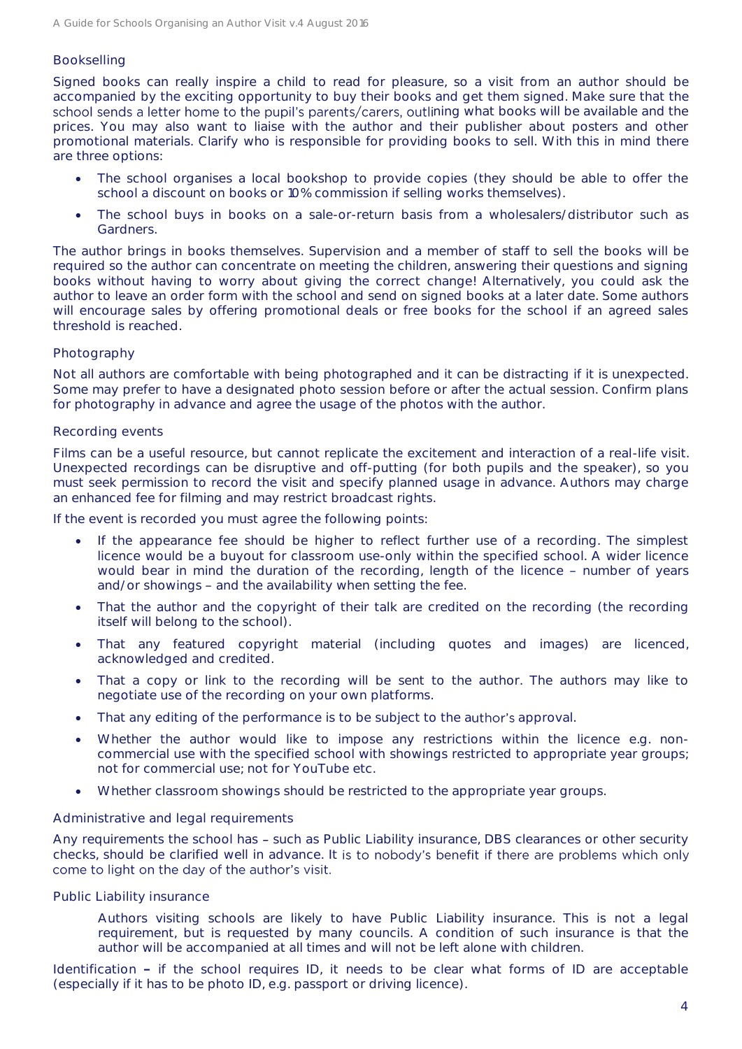### Bookselling

Signed books can really inspire a child to read for pleasure, so a visit from an author should be accompanied by the exciting opportunity to buy their books and get them signed. Make sure that the school sends a letter home to the pupil's parents/carers, outlining what books will be available and the prices. You may also want to liaise with the author and their publisher about posters and other promotional materials. Clarify who is responsible for providing books to sell. With this in mind there are three options:

- The school organises a local bookshop to provide copies (they should be able to offer the school a discount on books or 10% commission if selling works themselves).
- The school buys in books on a sale-or-return basis from a wholesalers/distributor such as Gardners.

The author brings in books themselves. Supervision and a member of staff to sell the books will be required so the author can concentrate on meeting the children, answering their questions and signing books without having to worry about giving the correct change! Alternatively, you could ask the author to leave an order form with the school and send on signed books at a later date. Some authors will encourage sales by offering promotional deals or free books for the school if an agreed sales threshold is reached.

### Photography

Not all authors are comfortable with being photographed and it can be distracting if it is unexpected. Some may prefer to have a designated photo session before or after the actual session. Confirm plans for photography in advance and agree the usage of the photos with the author.

### Recording events

Films can be a useful resource, but cannot replicate the excitement and interaction of a real-life visit. Unexpected recordings can be disruptive and off-putting (for both pupils and the speaker), so you must seek permission to record the visit and specify planned usage in advance. Authors may charge an enhanced fee for filming and may restrict broadcast rights.

If the event is recorded you must agree the following points:

- If the appearance fee should be higher to reflect further use of a recording. The simplest licence would be a buyout for classroom use-only within the specified school. A wider licence would bear in mind the duration of the recording, length of the licence – number of years and/or showings – and the availability when setting the fee.
- That the author and the copyright of their talk are credited on the recording (the recording itself will belong to the school).
- That any featured copyright material (including quotes and images) are licenced, acknowledged and credited.
- That a copy or link to the recording will be sent to the author. The authors may like to negotiate use of the recording on your own platforms.
- That any editing of the performance is to be subject to the author's approval.
- Whether the author would like to impose any restrictions within the licence e.g. non-commercial use with the specified school with showings restricted to appropriate year groups; not for commercial use; not for YouTube etc.
- Whether classroom showings should be restricted to the appropriate year groups.

### Administrative and legal requirements

Any requirements the school has – such as Public Liability insurance, DBS clearances or other security checks, should be clarified well in advance. It is to nobody's benefit if there are problems which only come to light on the day of the author's visit.

### Public Liability insurance

Authors visiting schools are likely to have Public Liability insurance. This is not a legal requirement, but is requested by many councils. A condition of such insurance is that the author will be accompanied at all times and will not be left alone with children.

Identification – if the school requires ID, it needs to be clear what forms of ID are acceptable (especially if it has to be photo ID, e.g. passport or driving licence).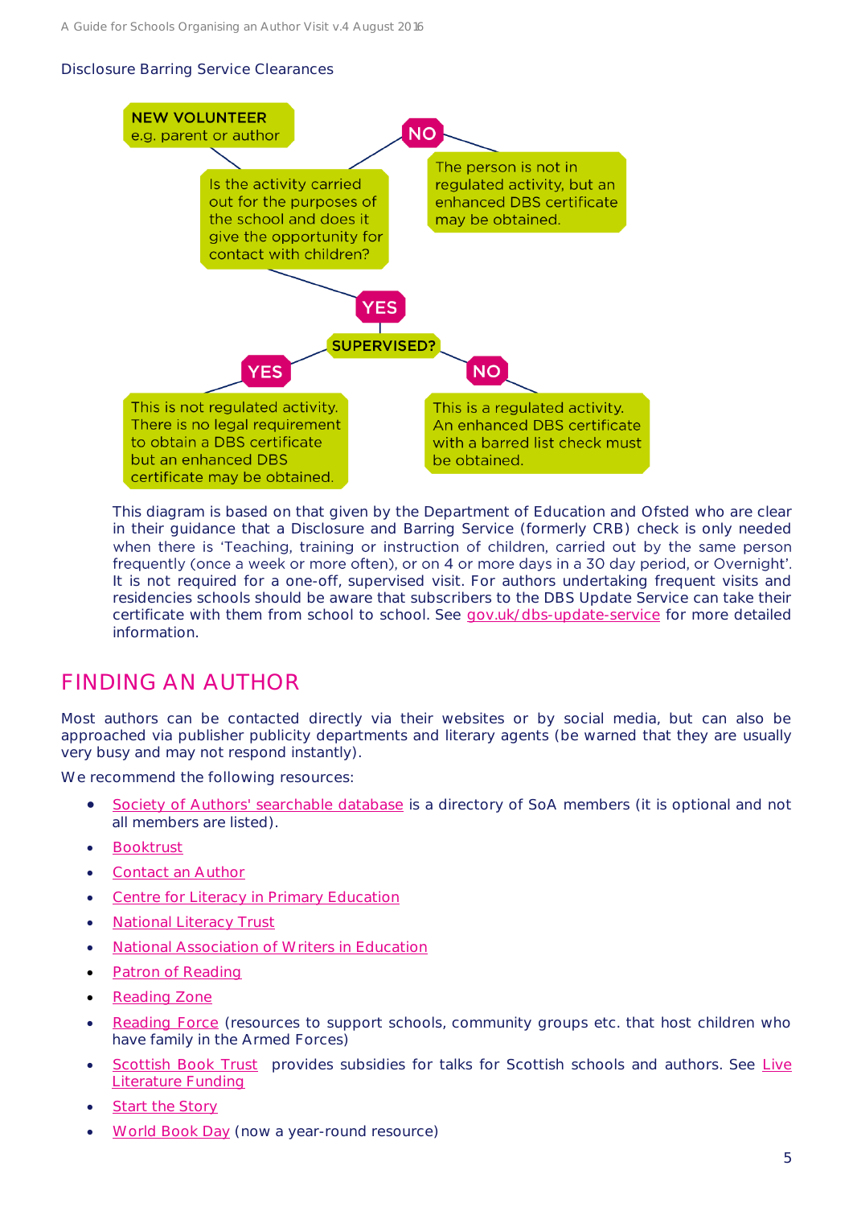Disclosure Barring Service Clearances

**NEW VOLUNTEER**
e.g. parent or author

Is the activity carried out for the purposes of the school and does it give the opportunity for contact with children?

- **NO** → The person is not in regulated activity, but an enhanced DBS certificate may be obtained.
- **YES** → **SUPERVISED?**
  - **YES** → This is not regulated activity. There is no legal requirement to obtain a DBS certificate but an enhanced DBS certificate may be obtained.
  - **NO** → This is a regulated activity. An enhanced DBS certificate with a barred list check must be obtained.

This diagram is based on that given by the Department of Education and Ofsted who are clear in their guidance that a Disclosure and Barring Service (formerly CRB) check is only needed when there is 'Teaching, training or instruction of children, carried out by the same person frequently (once a week or more often), or on 4 or more days in a 30 day period, or Overnight'. It is not required for a one-off, supervised visit. For authors undertaking frequent visits and residencies schools should be aware that subscribers to the DBS Update Service can take their certificate with them from school to school. See gov.uk/dbs-update-service for more detailed information.

## FINDING AN AUTHOR

Most authors can be contacted directly via their websites or by social media, but can also be approached via publisher publicity departments and literary agents (be warned that they are usually very busy and may not respond instantly).

We recommend the following resources:

- Society of Authors' searchable database is a directory of SoA members (it is optional and not all members are listed).
- Booktrust
- Contact an Author
- Centre for Literacy in Primary Education
- National Literacy Trust
- National Association of Writers in Education
- Patron of Reading
- Reading Zone
- Reading Force (resources to support schools, community groups etc. that host children who have family in the Armed Forces)
- Scottish Book Trust provides subsidies for talks for Scottish schools and authors. See Live Literature Funding
- Start the Story
- World Book Day (now a year-round resource)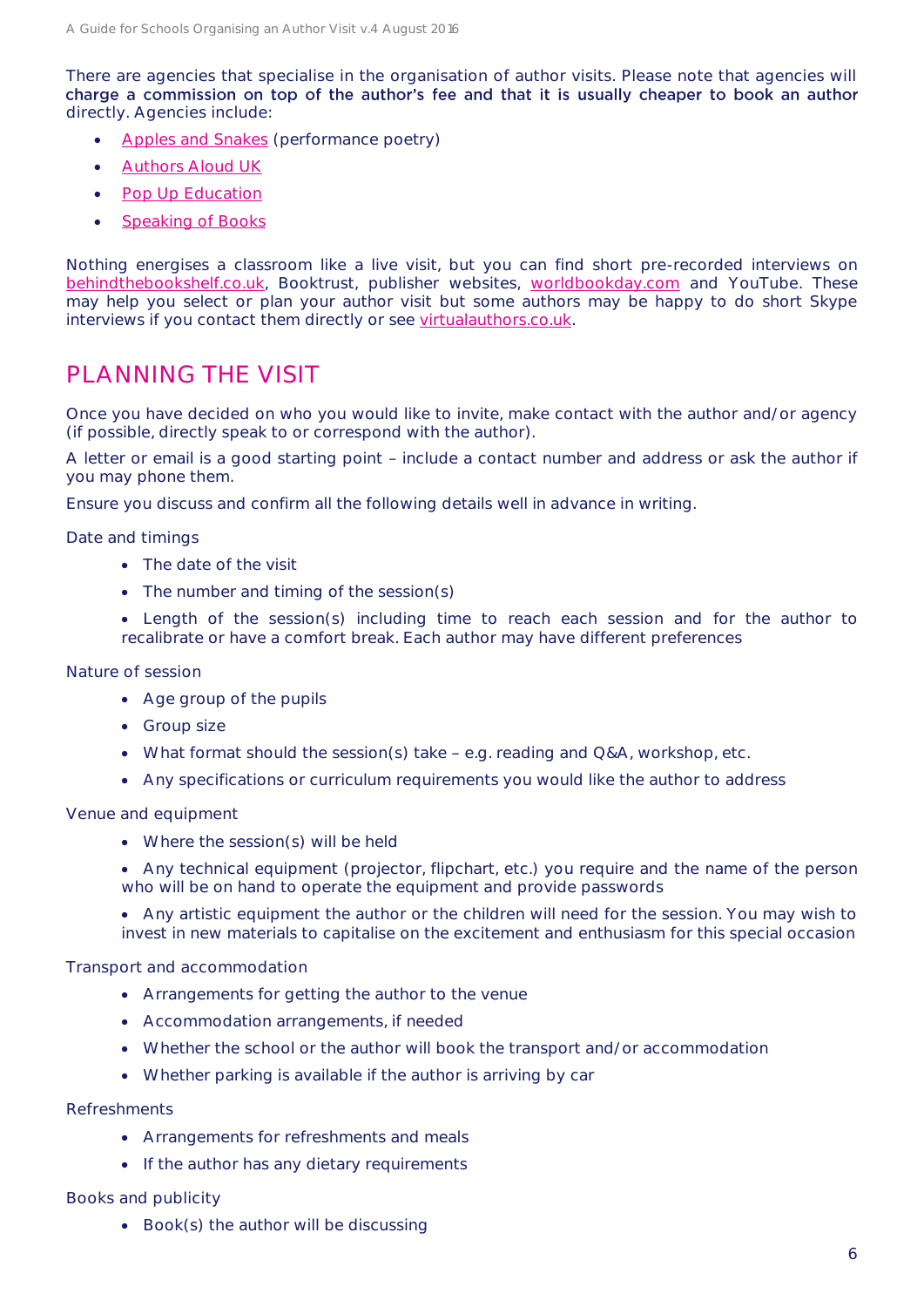There are agencies that specialise in the organisation of author visits. Please note that agencies will charge a commission on top of the author's fee and that it is usually cheaper to book an author directly. Agencies include:

- Apples and Snakes (performance poetry)
- Authors Aloud UK
- Pop Up Education
- Speaking of Books

Nothing energises a classroom like a live visit, but you can find short pre-recorded interviews on behindthebookshelf.co.uk, Booktrust, publisher websites, worldbookday.com and YouTube. These may help you select or plan your author visit but some authors may be happy to do short Skype interviews if you contact them directly or see virtualauthors.co.uk.

## PLANNING THE VISIT

Once you have decided on who you would like to invite, make contact with the author and/or agency (if possible, directly speak to or correspond with the author).

A letter or email is a good starting point – include a contact number and address or ask the author if you may phone them.

Ensure you discuss and confirm all the following details well in advance in writing.

Date and timings

- The date of the visit
- The number and timing of the session(s)
- Length of the session(s) including time to reach each session and for the author to recalibrate or have a comfort break. Each author may have different preferences

Nature of session

- Age group of the pupils
- Group size
- What format should the session(s) take – e.g. reading and Q&A, workshop, etc.
- Any specifications or curriculum requirements you would like the author to address

Venue and equipment

- Where the session(s) will be held
- Any technical equipment (projector, flipchart, etc.) you require and the name of the person who will be on hand to operate the equipment and provide passwords
- Any artistic equipment the author or the children will need for the session. You may wish to invest in new materials to capitalise on the excitement and enthusiasm for this special occasion

Transport and accommodation

- Arrangements for getting the author to the venue
- Accommodation arrangements, if needed
- Whether the school or the author will book the transport and/or accommodation
- Whether parking is available if the author is arriving by car

Refreshments

- Arrangements for refreshments and meals
- If the author has any dietary requirements

Books and publicity

- Book(s) the author will be discussing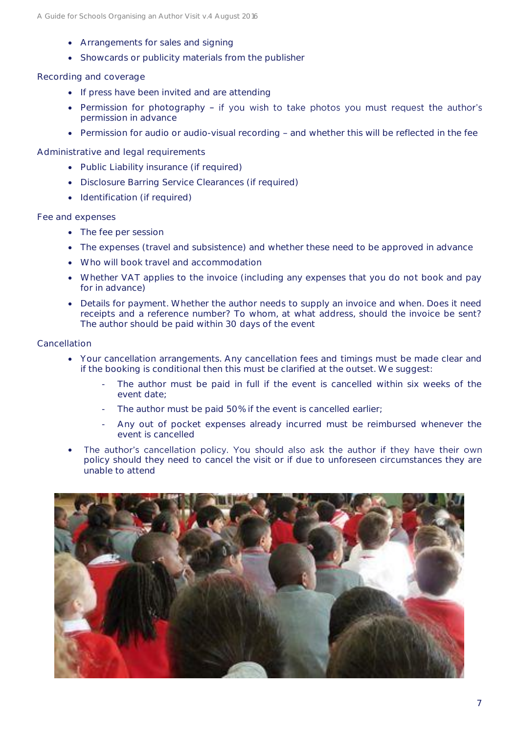- Arrangements for sales and signing
- Showcards or publicity materials from the publisher

Recording and coverage

- If press have been invited and are attending
- Permission for photography – if you wish to take photos you must request the author's permission in advance
- Permission for audio or audio-visual recording – and whether this will be reflected in the fee

Administrative and legal requirements

- Public Liability insurance (if required)
- Disclosure Barring Service Clearances (if required)
- Identification (if required)

Fee and expenses

- The fee per session
- The expenses (travel and subsistence) and whether these need to be approved in advance
- Who will book travel and accommodation
- Whether VAT applies to the invoice (including any expenses that you do not book and pay for in advance)
- Details for payment. Whether the author needs to supply an invoice and when. Does it need receipts and a reference number? To whom, at what address, should the invoice be sent? The author should be paid within 30 days of the event

Cancellation

- Your cancellation arrangements. Any cancellation fees and timings must be made clear and if the booking is conditional then this must be clarified at the outset. We suggest:
    - The author must be paid in full if the event is cancelled within six weeks of the event date;
    - The author must be paid 50% if the event is cancelled earlier;
    - Any out of pocket expenses already incurred must be reimbursed whenever the event is cancelled
- The author's cancellation policy. You should also ask the author if they have their own policy should they need to cancel the visit or if due to unforeseen circumstances they are unable to attend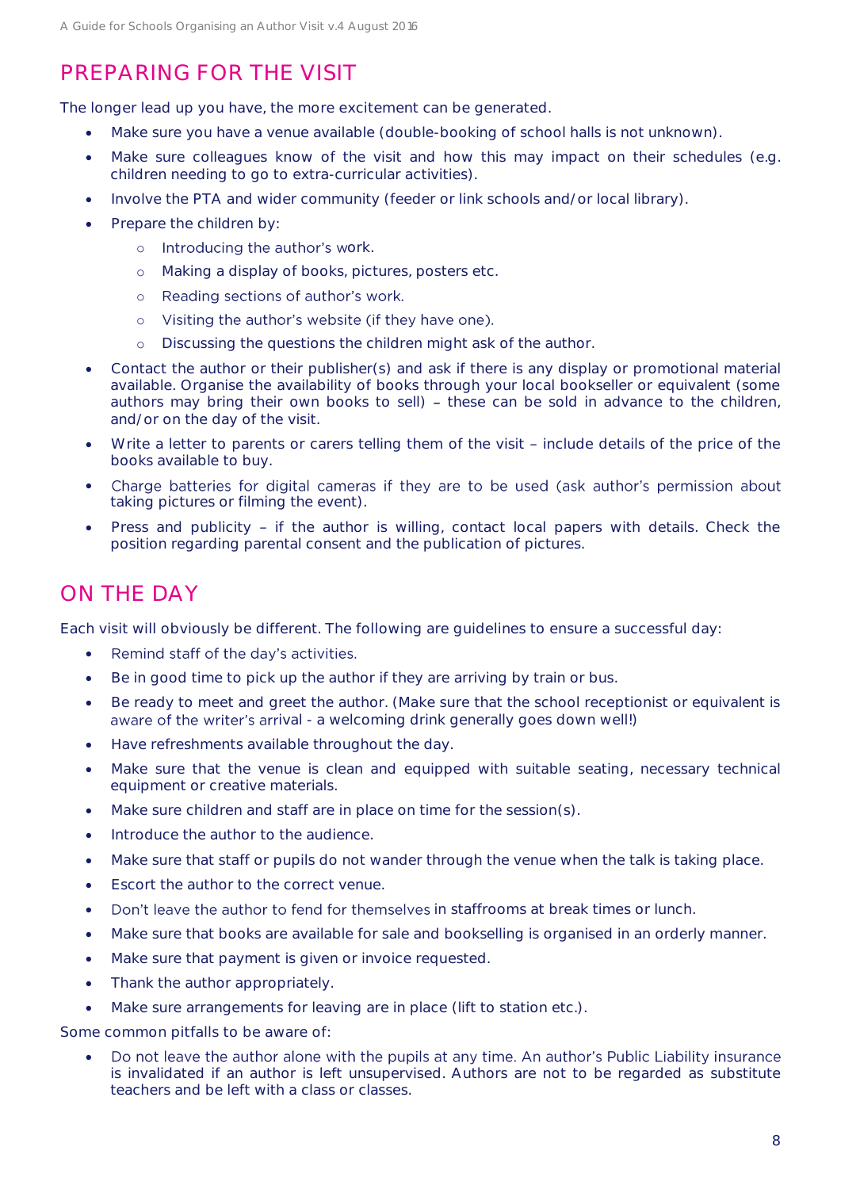## PREPARING FOR THE VISIT

The longer lead up you have, the more excitement can be generated.

- Make sure you have a venue available (double-booking of school halls is not unknown).
- Make sure colleagues know of the visit and how this may impact on their schedules (e.g. children needing to go to extra-curricular activities).
- Involve the PTA and wider community (feeder or link schools and/or local library).
- Prepare the children by:
  - Introducing the author's work.
  - Making a display of books, pictures, posters etc.
  - Reading sections of author's work.
  - Visiting the author's website (if they have one).
  - Discussing the questions the children might ask of the author.
- Contact the author or their publisher(s) and ask if there is any display or promotional material available. Organise the availability of books through your local bookseller or equivalent (some authors may bring their own books to sell) – these can be sold in advance to the children, and/or on the day of the visit.
- Write a letter to parents or carers telling them of the visit – include details of the price of the books available to buy.
- Charge batteries for digital cameras if they are to be used (ask author's permission about taking pictures or filming the event).
- Press and publicity – if the author is willing, contact local papers with details. Check the position regarding parental consent and the publication of pictures.

## ON THE DAY

Each visit will obviously be different. The following are guidelines to ensure a successful day:

- Remind staff of the day's activities.
- Be in good time to pick up the author if they are arriving by train or bus.
- Be ready to meet and greet the author. (Make sure that the school receptionist or equivalent is aware of the writer's arrival - a welcoming drink generally goes down well!)
- Have refreshments available throughout the day.
- Make sure that the venue is clean and equipped with suitable seating, necessary technical equipment or creative materials.
- Make sure children and staff are in place on time for the session(s).
- Introduce the author to the audience.
- Make sure that staff or pupils do not wander through the venue when the talk is taking place.
- Escort the author to the correct venue.
- Don't leave the author to fend for themselves in staffrooms at break times or lunch.
- Make sure that books are available for sale and bookselling is organised in an orderly manner.
- Make sure that payment is given or invoice requested.
- Thank the author appropriately.
- Make sure arrangements for leaving are in place (lift to station etc.).

Some common pitfalls to be aware of:

- Do not leave the author alone with the pupils at any time. An author's Public Liability insurance is invalidated if an author is left unsupervised. Authors are not to be regarded as substitute teachers and be left with a class or classes.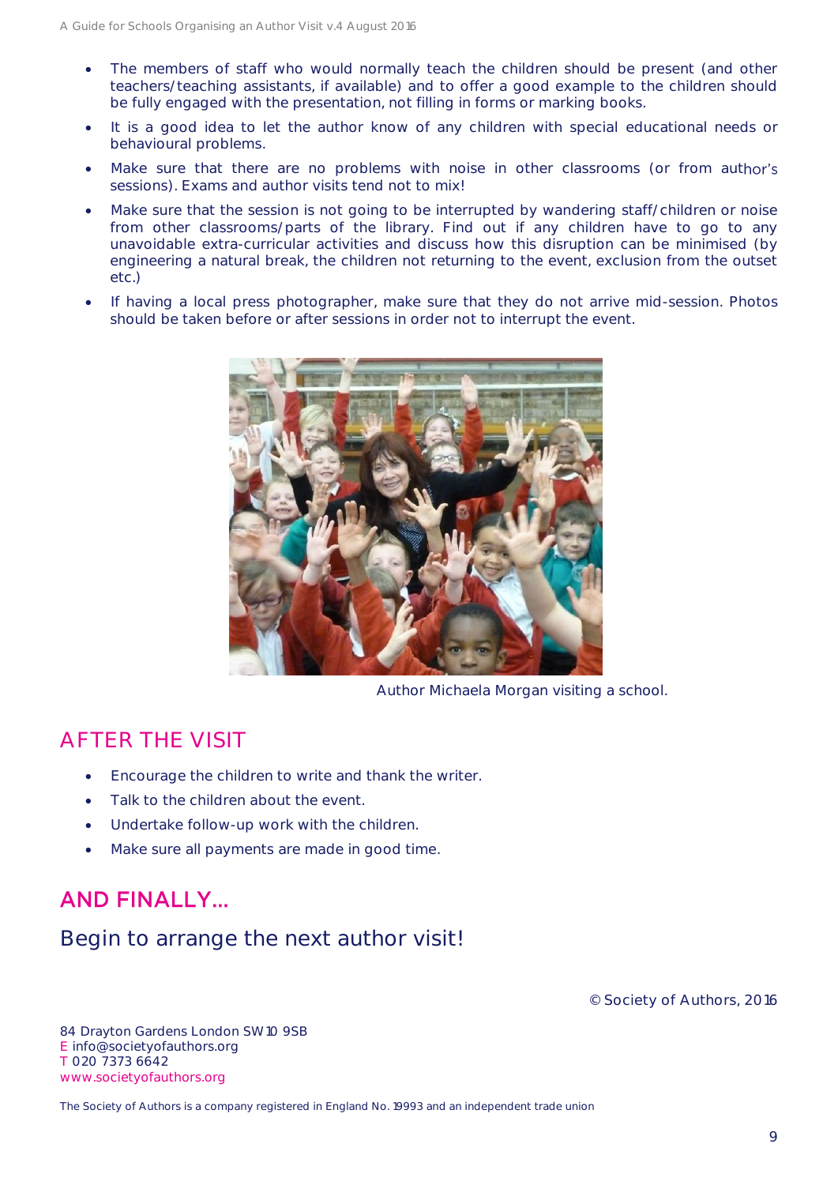- The members of staff who would normally teach the children should be present (and other teachers/teaching assistants, if available) and to offer a good example to the children should be fully engaged with the presentation, not filling in forms or marking books.
- It is a good idea to let the author know of any children with special educational needs or behavioural problems.
- Make sure that there are no problems with noise in other classrooms (or from author's sessions). Exams and author visits tend not to mix!
- Make sure that the session is not going to be interrupted by wandering staff/children or noise from other classrooms/parts of the library. Find out if any children have to go to any unavoidable extra-curricular activities and discuss how this disruption can be minimised (by engineering a natural break, the children not returning to the event, exclusion from the outset etc.)
- If having a local press photographer, make sure that they do not arrive mid-session. Photos should be taken before or after sessions in order not to interrupt the event.

Author Michaela Morgan visiting a school.

## AFTER THE VISIT

- Encourage the children to write and thank the writer.
- Talk to the children about the event.
- Undertake follow-up work with the children.
- Make sure all payments are made in good time.

## AND FINALLY…

Begin to arrange the next author visit!

© Society of Authors, 2016

84 Drayton Gardens London SW10 9SB
E info@societyofauthors.org
T 020 7373 6642
www.societyofauthors.org

The Society of Authors is a company registered in England No. 19993 and an independent trade union